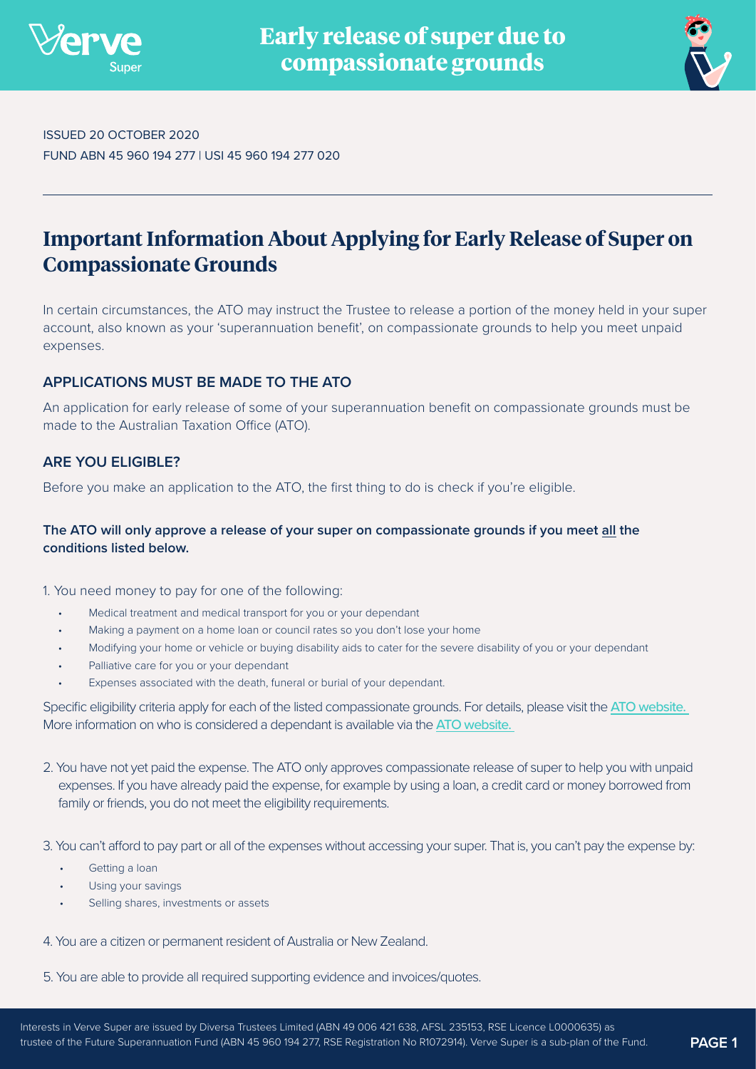# Early release of super due to compassionate grounds

ISSUED 20 OCTOBER 2020
FUND ABN 45 960 194 277 | USI 45 960 194 277 020

## Important Information About Applying for Early Release of Super on Compassionate Grounds

In certain circumstances, the ATO may instruct the Trustee to release a portion of the money held in your super account, also known as your 'superannuation benefit', on compassionate grounds to help you meet unpaid expenses.

### APPLICATIONS MUST BE MADE TO THE ATO

An application for early release of some of your superannuation benefit on compassionate grounds must be made to the Australian Taxation Office (ATO).

### ARE YOU ELIGIBLE?

Before you make an application to the ATO, the first thing to do is check if you're eligible.

**The ATO will only approve a release of your super on compassionate grounds if you meet all the conditions listed below.**

1. You need money to pay for one of the following:
   - Medical treatment and medical transport for you or your dependant
   - Making a payment on a home loan or council rates so you don't lose your home
   - Modifying your home or vehicle or buying disability aids to cater for the severe disability of you or your dependant
   - Palliative care for you or your dependant
   - Expenses associated with the death, funeral or burial of your dependant.

   Specific eligibility criteria apply for each of the listed compassionate grounds. For details, please visit the ATO website. More information on who is considered a dependant is available via the ATO website.

2. You have not yet paid the expense. The ATO only approves compassionate release of super to help you with unpaid expenses. If you have already paid the expense, for example by using a loan, a credit card or money borrowed from family or friends, you do not meet the eligibility requirements.

3. You can't afford to pay part or all of the expenses without accessing your super. That is, you can't pay the expense by:
   - Getting a loan
   - Using your savings
   - Selling shares, investments or assets

4. You are a citizen or permanent resident of Australia or New Zealand.

5. You are able to provide all required supporting evidence and invoices/quotes.

Interests in Verve Super are issued by Diversa Trustees Limited (ABN 49 006 421 638, AFSL 235153, RSE Licence L0000635) as trustee of the Future Superannuation Fund (ABN 45 960 194 277, RSE Registration No R1072914). Verve Super is a sub-plan of the Fund.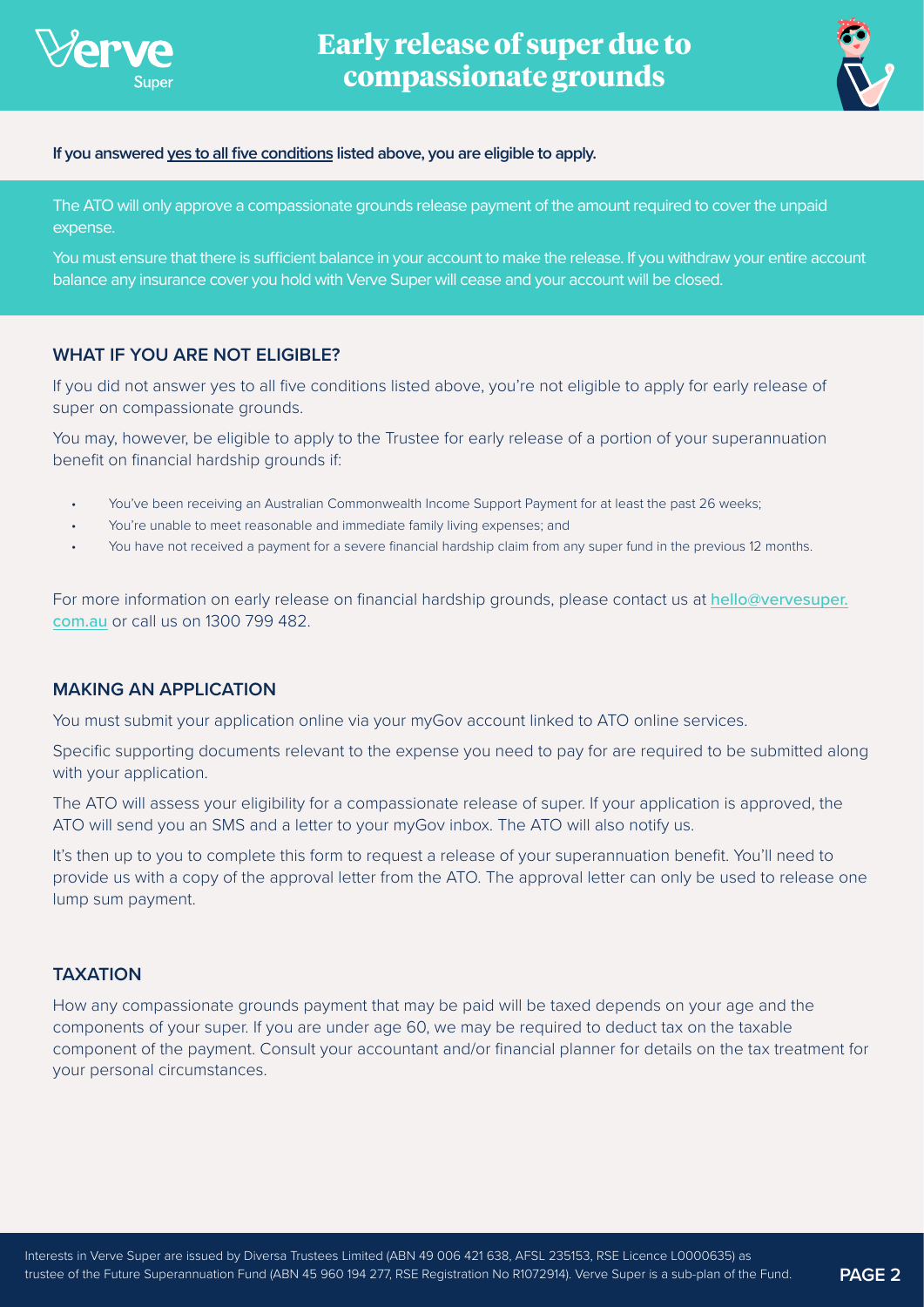# Early release of super due to compassionate grounds

**If you answered yes to all five conditions listed above, you are eligible to apply.**

The ATO will only approve a compassionate grounds release payment of the amount required to cover the unpaid expense.

You must ensure that there is sufficient balance in your account to make the release. If you withdraw your entire account balance any insurance cover you hold with Verve Super will cease and your account will be closed.

## WHAT IF YOU ARE NOT ELIGIBLE?

If you did not answer yes to all five conditions listed above, you're not eligible to apply for early release of super on compassionate grounds.

You may, however, be eligible to apply to the Trustee for early release of a portion of your superannuation benefit on financial hardship grounds if:

- You've been receiving an Australian Commonwealth Income Support Payment for at least the past 26 weeks;
- You're unable to meet reasonable and immediate family living expenses; and
- You have not received a payment for a severe financial hardship claim from any super fund in the previous 12 months.

For more information on early release on financial hardship grounds, please contact us at hello@vervesuper.com.au or call us on 1300 799 482.

## MAKING AN APPLICATION

You must submit your application online via your myGov account linked to ATO online services.

Specific supporting documents relevant to the expense you need to pay for are required to be submitted along with your application.

The ATO will assess your eligibility for a compassionate release of super. If your application is approved, the ATO will send you an SMS and a letter to your myGov inbox. The ATO will also notify us.

It's then up to you to complete this form to request a release of your superannuation benefit. You'll need to provide us with a copy of the approval letter from the ATO. The approval letter can only be used to release one lump sum payment.

## TAXATION

How any compassionate grounds payment that may be paid will be taxed depends on your age and the components of your super. If you are under age 60, we may be required to deduct tax on the taxable component of the payment. Consult your accountant and/or financial planner for details on the tax treatment for your personal circumstances.

Interests in Verve Super are issued by Diversa Trustees Limited (ABN 49 006 421 638, AFSL 235153, RSE Licence L0000635) as trustee of the Future Superannuation Fund (ABN 45 960 194 277, RSE Registration No R1072914). Verve Super is a sub-plan of the Fund.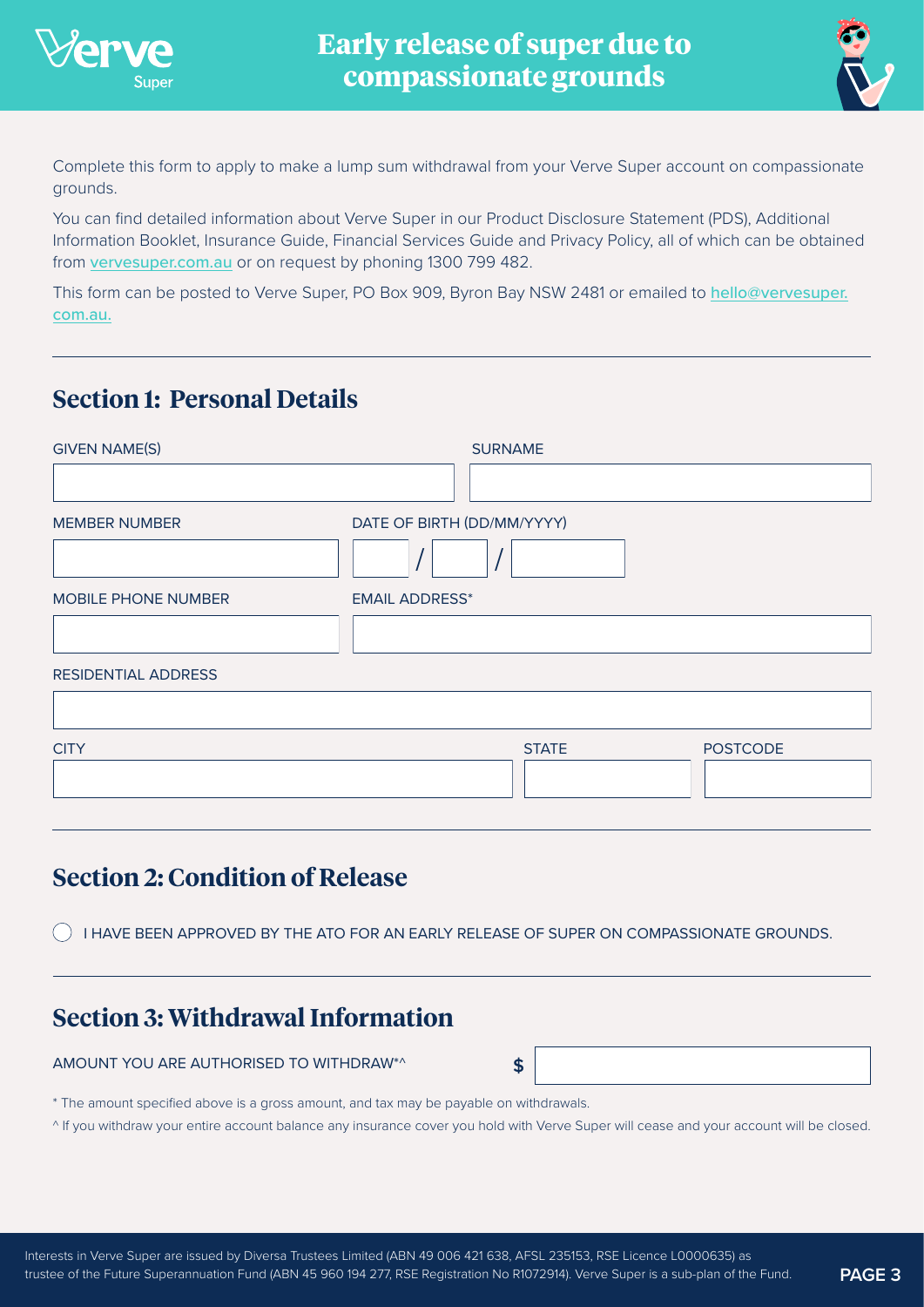# Early release of super due to compassionate grounds

Complete this form to apply to make a lump sum withdrawal from your Verve Super account on compassionate grounds.

You can find detailed information about Verve Super in our Product Disclosure Statement (PDS), Additional Information Booklet, Insurance Guide, Financial Services Guide and Privacy Policy, all of which can be obtained from vervesuper.com.au or on request by phoning 1300 799 482.

This form can be posted to Verve Super, PO Box 909, Byron Bay NSW 2481 or emailed to hello@vervesuper.com.au.

## Section 1: Personal Details

GIVEN NAME(S) ______________________ SURNAME ______________________

MEMBER NUMBER ______________________ DATE OF BIRTH (DD/MM/YYYY) ____ / ____ / ________

MOBILE PHONE NUMBER ______________________ EMAIL ADDRESS* ______________________

RESIDENTIAL ADDRESS ______________________

CITY ______________________ STATE ________ POSTCODE ________

## Section 2: Condition of Release

◯ I HAVE BEEN APPROVED BY THE ATO FOR AN EARLY RELEASE OF SUPER ON COMPASSIONATE GROUNDS.

## Section 3: Withdrawal Information

AMOUNT YOU ARE AUTHORISED TO WITHDRAW*^ $ ______________________

* The amount specified above is a gross amount, and tax may be payable on withdrawals.

^ If you withdraw your entire account balance any insurance cover you hold with Verve Super will cease and your account will be closed.

Interests in Verve Super are issued by Diversa Trustees Limited (ABN 49 006 421 638, AFSL 235153, RSE Licence L0000635) as trustee of the Future Superannuation Fund (ABN 45 960 194 277, RSE Registration No R1072914). Verve Super is a sub-plan of the Fund.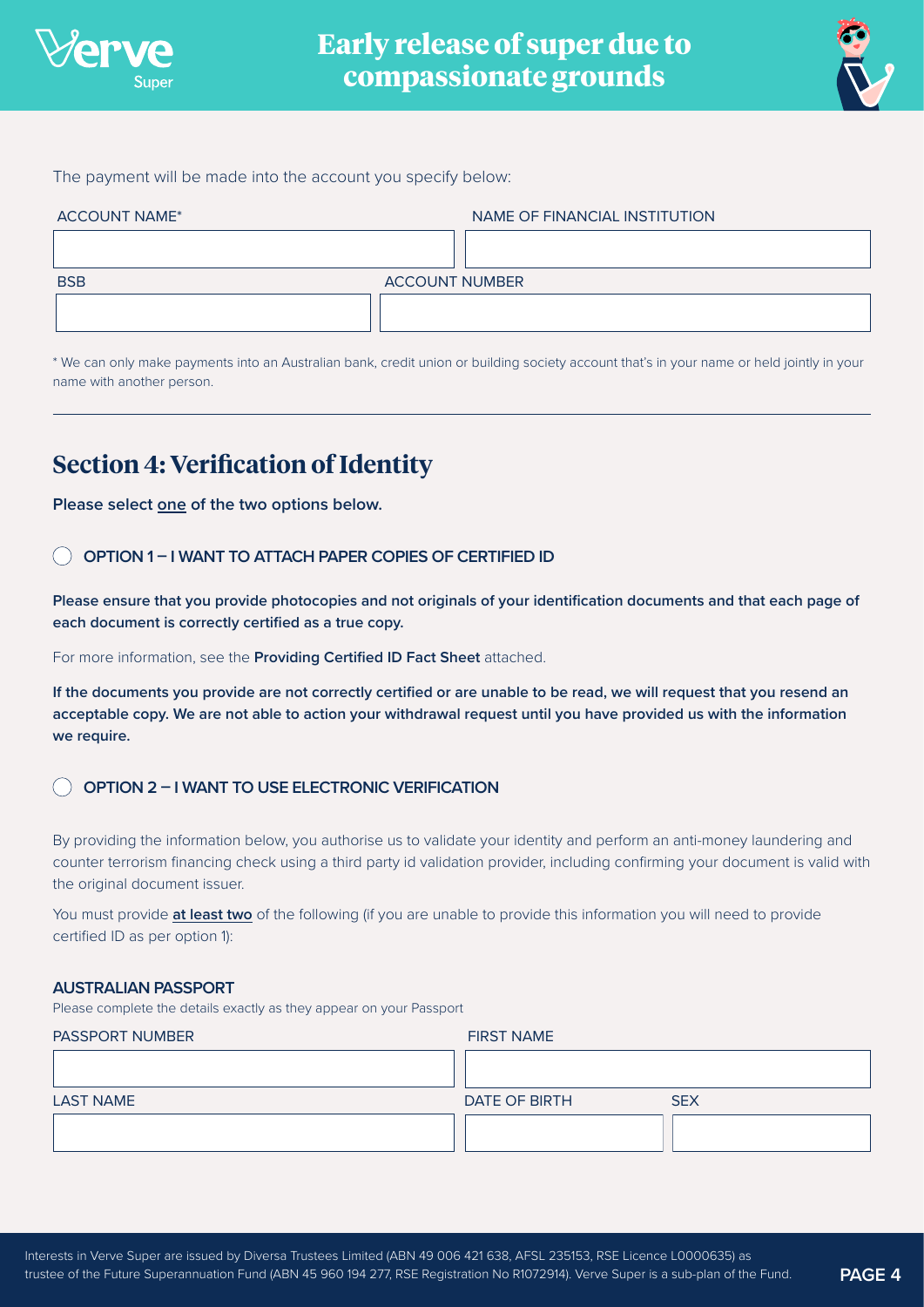The payment will be made into the account you specify below:

| ACCOUNT NAME* | NAME OF FINANCIAL INSTITUTION |
| --- | --- |
| | |

| BSB | ACCOUNT NUMBER |
| --- | --- |
| | |

* We can only make payments into an Australian bank, credit union or building society account that's in your name or held jointly in your name with another person.

## Section 4: Verification of Identity

**Please select one of the two options below.**

○ **OPTION 1 – I WANT TO ATTACH PAPER COPIES OF CERTIFIED ID**

**Please ensure that you provide photocopies and not originals of your identification documents and that each page of each document is correctly certified as a true copy.**

For more information, see the **Providing Certified ID Fact Sheet** attached.

**If the documents you provide are not correctly certified or are unable to be read, we will request that you resend an acceptable copy. We are not able to action your withdrawal request until you have provided us with the information we require.**

○ **OPTION 2 – I WANT TO USE ELECTRONIC VERIFICATION**

By providing the information below, you authorise us to validate your identity and perform an anti-money laundering and counter terrorism financing check using a third party id validation provider, including confirming your document is valid with the original document issuer.

You must provide **at least two** of the following (if you are unable to provide this information you will need to provide certified ID as per option 1):

**AUSTRALIAN PASSPORT**

Please complete the details exactly as they appear on your Passport

| PASSPORT NUMBER | FIRST NAME |
| --- | --- |
| | |

| LAST NAME | DATE OF BIRTH | SEX |
| --- | --- | --- |
| | | |

Interests in Verve Super are issued by Diversa Trustees Limited (ABN 49 006 421 638, AFSL 235153, RSE Licence L0000635) as trustee of the Future Superannuation Fund (ABN 45 960 194 277, RSE Registration No R1072914). Verve Super is a sub-plan of the Fund.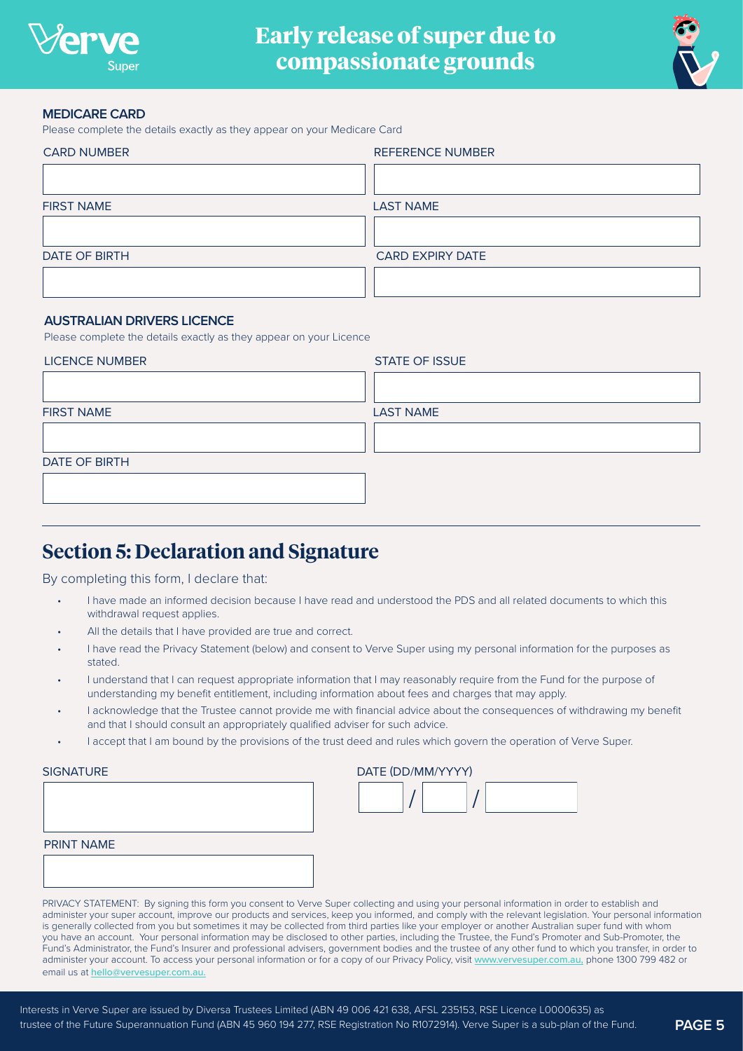**MEDICARE CARD**

Please complete the details exactly as they appear on your Medicare Card

| CARD NUMBER | REFERENCE NUMBER |
| --- | --- |
| | |
| **FIRST NAME** | **LAST NAME** |
| | |
| **DATE OF BIRTH** | **CARD EXPIRY DATE** |
| | |

**AUSTRALIAN DRIVERS LICENCE**

Please complete the details exactly as they appear on your Licence

| LICENCE NUMBER | STATE OF ISSUE |
| --- | --- |
| | |
| **FIRST NAME** | **LAST NAME** |
| | |
| **DATE OF BIRTH** | |
| | |

## Section 5: Declaration and Signature

By completing this form, I declare that:

- I have made an informed decision because I have read and understood the PDS and all related documents to which this withdrawal request applies.
- All the details that I have provided are true and correct.
- I have read the Privacy Statement (below) and consent to Verve Super using my personal information for the purposes as stated.
- I understand that I can request appropriate information that I may reasonably require from the Fund for the purpose of understanding my benefit entitlement, including information about fees and charges that may apply.
- I acknowledge that the Trustee cannot provide me with financial advice about the consequences of withdrawing my benefit and that I should consult an appropriately qualified adviser for such advice.
- I accept that I am bound by the provisions of the trust deed and rules which govern the operation of Verve Super.

SIGNATURE

DATE (DD/MM/YYYY)

&nbsp;&nbsp;&nbsp;&nbsp;/&nbsp;&nbsp;&nbsp;&nbsp;/

PRINT NAME

PRIVACY STATEMENT: By signing this form you consent to Verve Super collecting and using your personal information in order to establish and administer your super account, improve our products and services, keep you informed, and comply with the relevant legislation. Your personal information is generally collected from you but sometimes it may be collected from third parties like your employer or another Australian super fund with whom you have an account. Your personal information may be disclosed to other parties, including the Trustee, the Fund's Promoter and Sub-Promoter, the Fund's Administrator, the Fund's Insurer and professional advisers, government bodies and the trustee of any other fund to which you transfer, in order to administer your account. To access your personal information or for a copy of our Privacy Policy, visit www.vervesuper.com.au, phone 1300 799 482 or email us at hello@vervesuper.com.au.

Interests in Verve Super are issued by Diversa Trustees Limited (ABN 49 006 421 638, AFSL 235153, RSE Licence L0000635) as trustee of the Future Superannuation Fund (ABN 45 960 194 277, RSE Registration No R1072914). Verve Super is a sub-plan of the Fund.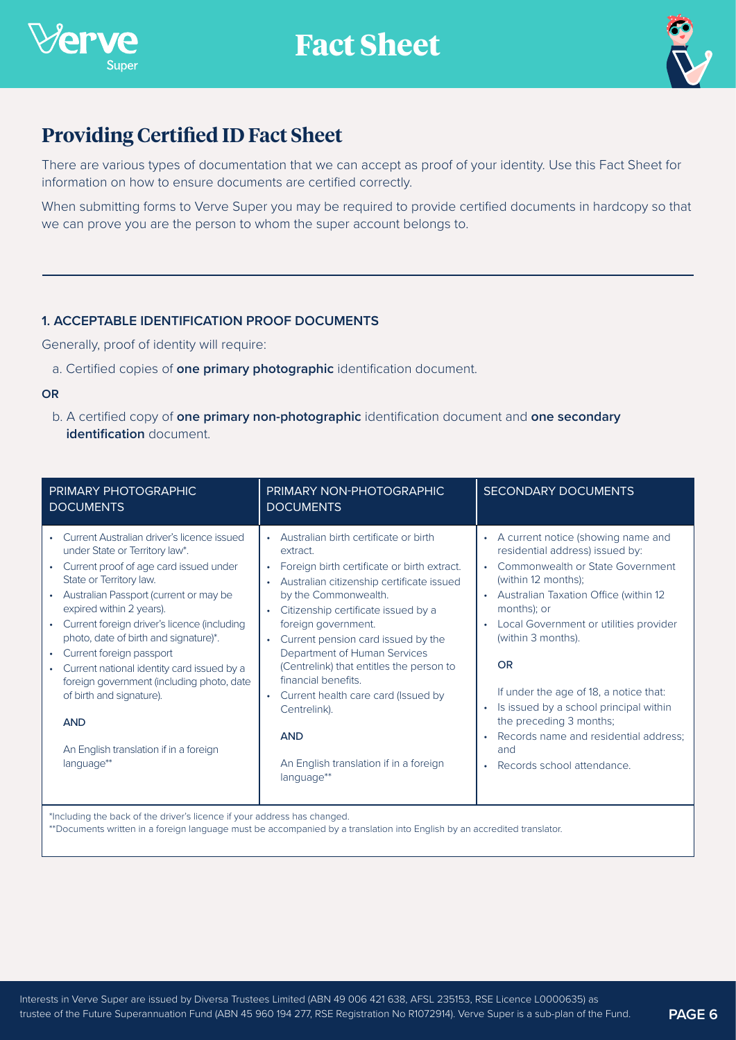# Providing Certified ID Fact Sheet

There are various types of documentation that we can accept as proof of your identity. Use this Fact Sheet for information on how to ensure documents are certified correctly.

When submitting forms to Verve Super you may be required to provide certified documents in hardcopy so that we can prove you are the person to whom the super account belongs to.

## 1. ACCEPTABLE IDENTIFICATION PROOF DOCUMENTS

Generally, proof of identity will require:

a. Certified copies of **one primary photographic** identification document.

**OR**

b. A certified copy of **one primary non-photographic** identification document and **one secondary identification** document.

| PRIMARY PHOTOGRAPHIC DOCUMENTS | PRIMARY NON-PHOTOGRAPHIC DOCUMENTS | SECONDARY DOCUMENTS |
|---|---|---|
| • Current Australian driver's licence issued under State or Territory law*.<br>• Current proof of age card issued under State or Territory law.<br>• Australian Passport (current or may be expired within 2 years).<br>• Current foreign driver's licence (including photo, date of birth and signature)*.<br>• Current foreign passport<br>• Current national identity card issued by a foreign government (including photo, date of birth and signature).<br><br>**AND**<br><br>An English translation if in a foreign language** | • Australian birth certificate or birth extract.<br>• Foreign birth certificate or birth extract.<br>• Australian citizenship certificate issued by the Commonwealth.<br>• Citizenship certificate issued by a foreign government.<br>• Current pension card issued by the Department of Human Services (Centrelink) that entitles the person to financial benefits.<br>• Current health care card (Issued by Centrelink).<br><br>**AND**<br><br>An English translation if in a foreign language** | • A current notice (showing name and residential address) issued by:<br>• Commonwealth or State Government (within 12 months);<br>• Australian Taxation Office (within 12 months); or<br>• Local Government or utilities provider (within 3 months).<br><br>**OR**<br><br>If under the age of 18, a notice that:<br>• Is issued by a school principal within the preceding 3 months;<br>• Records name and residential address; and<br>• Records school attendance. |

*Including the back of the driver's licence if your address has changed.

**Documents written in a foreign language must be accompanied by a translation into English by an accredited translator.

Interests in Verve Super are issued by Diversa Trustees Limited (ABN 49 006 421 638, AFSL 235153, RSE Licence L0000635) as trustee of the Future Superannuation Fund (ABN 45 960 194 277, RSE Registration No R1072914). Verve Super is a sub-plan of the Fund.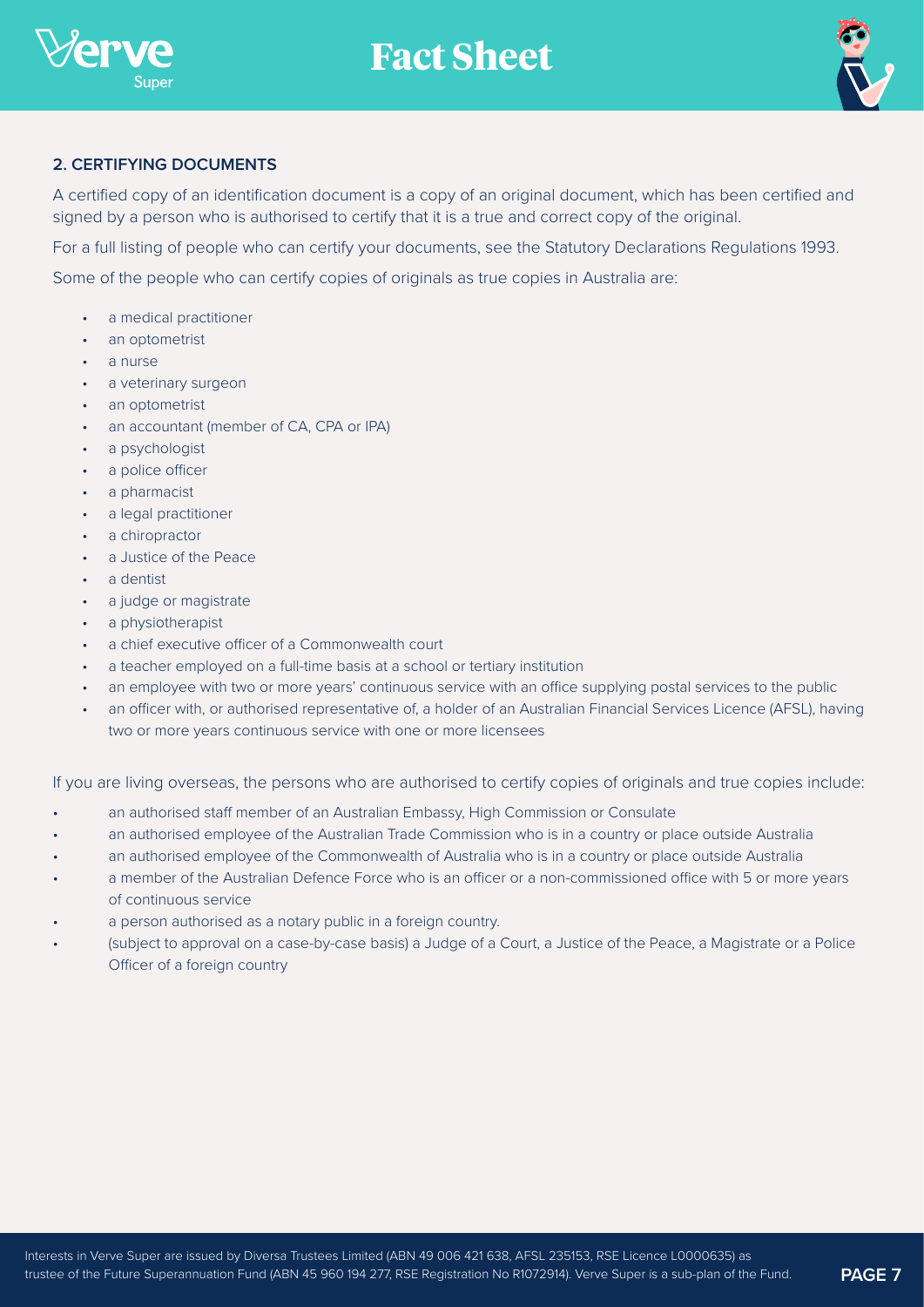## 2. CERTIFYING DOCUMENTS

A certified copy of an identification document is a copy of an original document, which has been certified and signed by a person who is authorised to certify that it is a true and correct copy of the original.

For a full listing of people who can certify your documents, see the Statutory Declarations Regulations 1993.

Some of the people who can certify copies of originals as true copies in Australia are:

- a medical practitioner
- an optometrist
- a nurse
- a veterinary surgeon
- an optometrist
- an accountant (member of CA, CPA or IPA)
- a psychologist
- a police officer
- a pharmacist
- a legal practitioner
- a chiropractor
- a Justice of the Peace
- a dentist
- a judge or magistrate
- a physiotherapist
- a chief executive officer of a Commonwealth court
- a teacher employed on a full-time basis at a school or tertiary institution
- an employee with two or more years' continuous service with an office supplying postal services to the public
- an officer with, or authorised representative of, a holder of an Australian Financial Services Licence (AFSL), having two or more years continuous service with one or more licensees

If you are living overseas, the persons who are authorised to certify copies of originals and true copies include:

- an authorised staff member of an Australian Embassy, High Commission or Consulate
- an authorised employee of the Australian Trade Commission who is in a country or place outside Australia
- an authorised employee of the Commonwealth of Australia who is in a country or place outside Australia
- a member of the Australian Defence Force who is an officer or a non-commissioned office with 5 or more years of continuous service
- a person authorised as a notary public in a foreign country.
- (subject to approval on a case-by-case basis) a Judge of a Court, a Justice of the Peace, a Magistrate or a Police Officer of a foreign country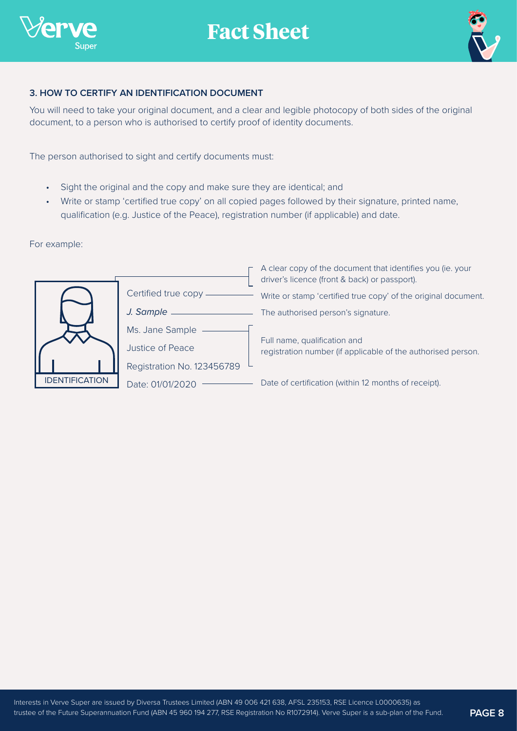### 3. HOW TO CERTIFY AN IDENTIFICATION DOCUMENT

You will need to take your original document, and a clear and legible photocopy of both sides of the original document, to a person who is authorised to certify proof of identity documents.

The person authorised to sight and certify documents must:

- Sight the original and the copy and make sure they are identical; and
- Write or stamp 'certified true copy' on all copied pages followed by their signature, printed name, qualification (e.g. Justice of the Peace), registration number (if applicable) and date.

For example:

| Example | Explanation |
|---|---|
| IDENTIFICATION | A clear copy of the document that identifies you (ie. your driver's licence (front & back) or passport). |
| Certified true copy | Write or stamp 'certified true copy' of the original document. |
| *J. Sample* | The authorised person's signature. |
| Ms. Jane Sample<br>Justice of Peace<br>Registration No. 123456789 | Full name, qualification and registration number (if applicable of the authorised person. |
| Date: 01/01/2020 | Date of certification (within 12 months of receipt). |

Interests in Verve Super are issued by Diversa Trustees Limited (ABN 49 006 421 638, AFSL 235153, RSE Licence L0000635) as trustee of the Future Superannuation Fund (ABN 45 960 194 277, RSE Registration No R1072914). Verve Super is a sub-plan of the Fund.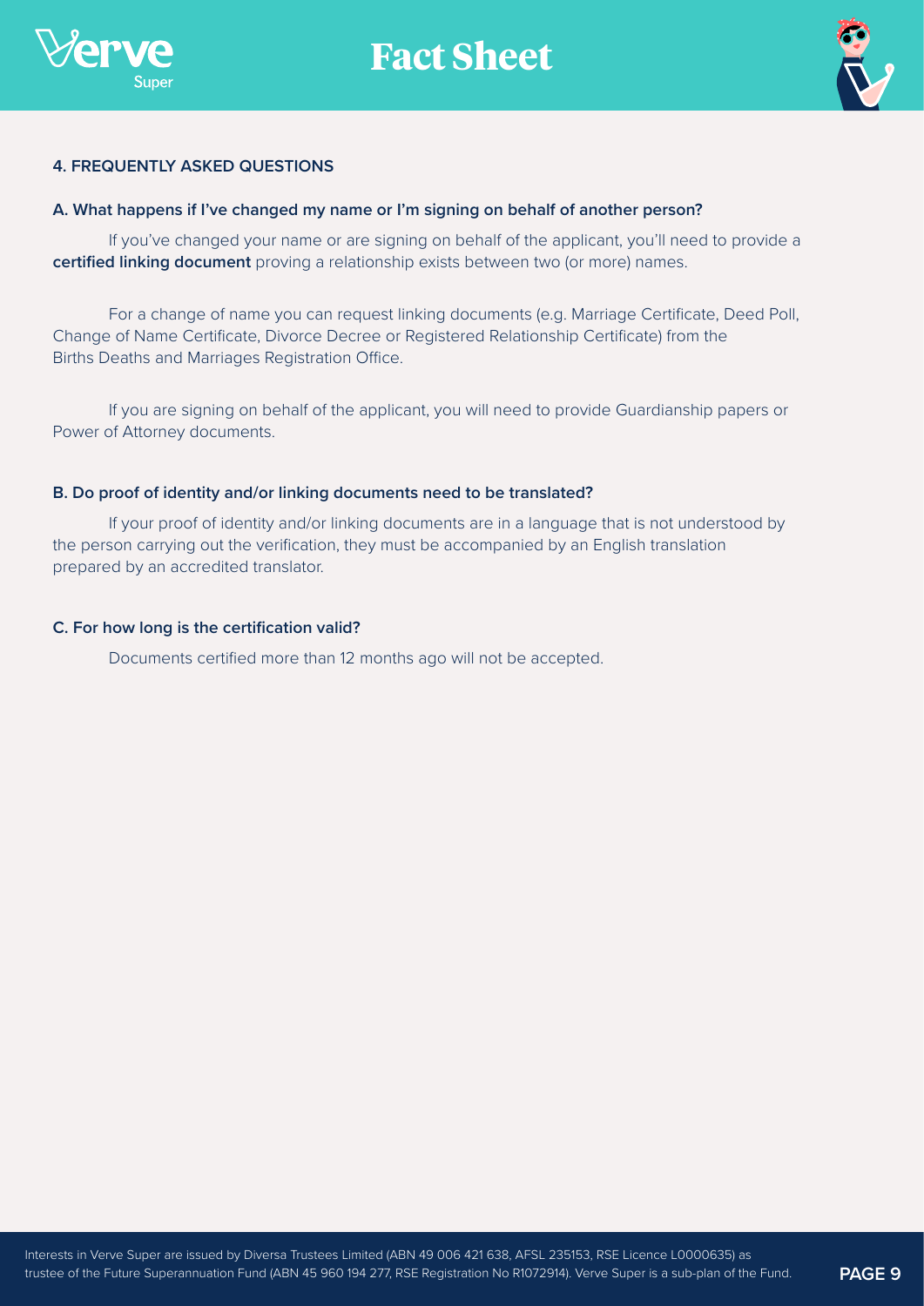## 4. FREQUENTLY ASKED QUESTIONS

### A. What happens if I've changed my name or I'm signing on behalf of another person?

If you've changed your name or are signing on behalf of the applicant, you'll need to provide a **certified linking document** proving a relationship exists between two (or more) names.

For a change of name you can request linking documents (e.g. Marriage Certificate, Deed Poll, Change of Name Certificate, Divorce Decree or Registered Relationship Certificate) from the Births Deaths and Marriages Registration Office.

If you are signing on behalf of the applicant, you will need to provide Guardianship papers or Power of Attorney documents.

### B. Do proof of identity and/or linking documents need to be translated?

If your proof of identity and/or linking documents are in a language that is not understood by the person carrying out the verification, they must be accompanied by an English translation prepared by an accredited translator.

### C. For how long is the certification valid?

Documents certified more than 12 months ago will not be accepted.